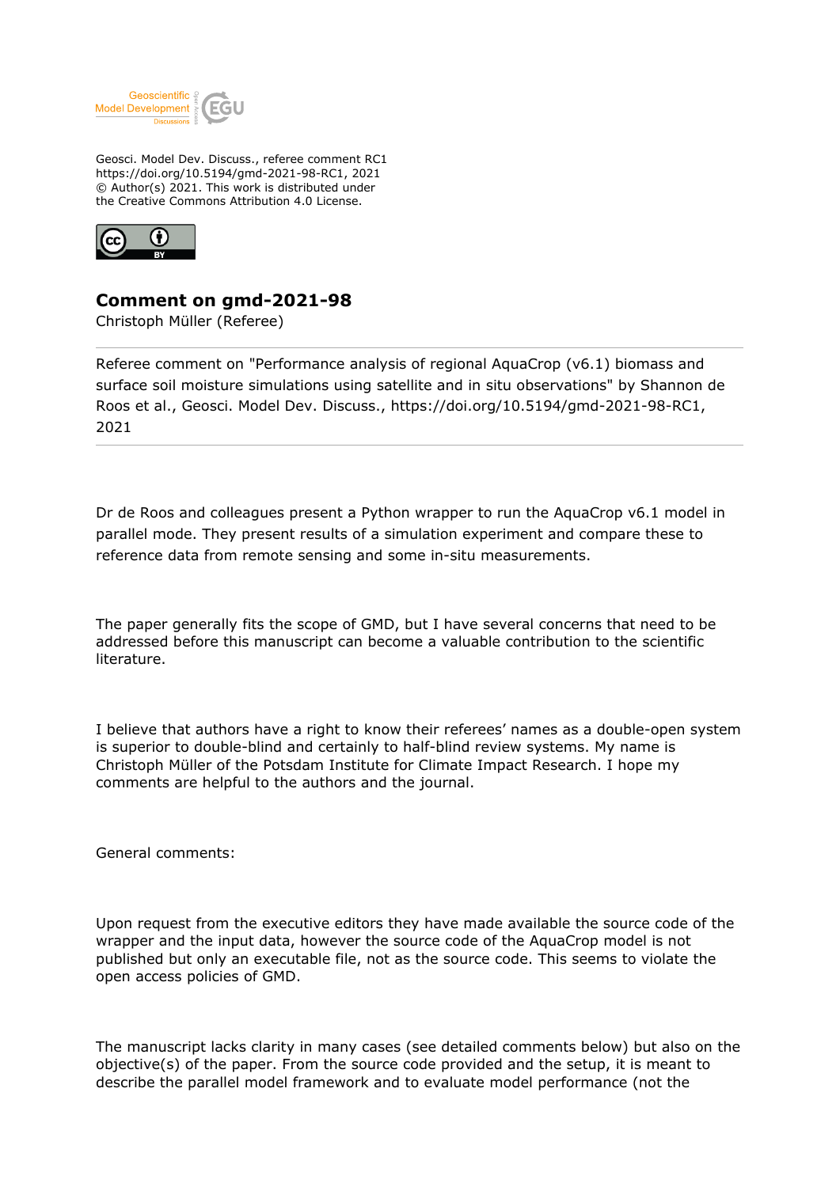Geosci. Model Dev. Discuss., referee comment RC1
https://doi.org/10.5194/gmd-2021-98-RC1, 2021
© Author(s) 2021. This work is distributed under
the Creative Commons Attribution 4.0 License.

# Comment on gmd-2021-98

Christoph Müller (Referee)

---

Referee comment on "Performance analysis of regional AquaCrop (v6.1) biomass and surface soil moisture simulations using satellite and in situ observations" by Shannon de Roos et al., Geosci. Model Dev. Discuss., https://doi.org/10.5194/gmd-2021-98-RC1, 2021

---

Dr de Roos and colleagues present a Python wrapper to run the AquaCrop v6.1 model in parallel mode. They present results of a simulation experiment and compare these to reference data from remote sensing and some in-situ measurements.

The paper generally fits the scope of GMD, but I have several concerns that need to be addressed before this manuscript can become a valuable contribution to the scientific literature.

I believe that authors have a right to know their referees' names as a double-open system is superior to double-blind and certainly to half-blind review systems. My name is Christoph Müller of the Potsdam Institute for Climate Impact Research. I hope my comments are helpful to the authors and the journal.

General comments:

Upon request from the executive editors they have made available the source code of the wrapper and the input data, however the source code of the AquaCrop model is not published but only an executable file, not as the source code. This seems to violate the open access policies of GMD.

The manuscript lacks clarity in many cases (see detailed comments below) but also on the objective(s) of the paper. From the source code provided and the setup, it is meant to describe the parallel model framework and to evaluate model performance (not the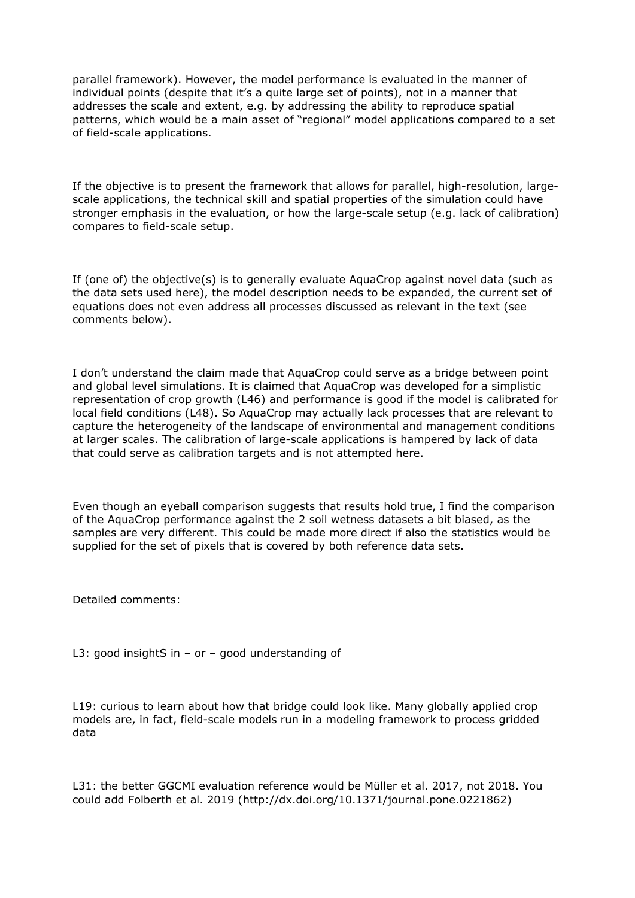parallel framework). However, the model performance is evaluated in the manner of individual points (despite that it's a quite large set of points), not in a manner that addresses the scale and extent, e.g. by addressing the ability to reproduce spatial patterns, which would be a main asset of "regional" model applications compared to a set of field-scale applications.

If the objective is to present the framework that allows for parallel, high-resolution, large-scale applications, the technical skill and spatial properties of the simulation could have stronger emphasis in the evaluation, or how the large-scale setup (e.g. lack of calibration) compares to field-scale setup.

If (one of) the objective(s) is to generally evaluate AquaCrop against novel data (such as the data sets used here), the model description needs to be expanded, the current set of equations does not even address all processes discussed as relevant in the text (see comments below).

I don't understand the claim made that AquaCrop could serve as a bridge between point and global level simulations. It is claimed that AquaCrop was developed for a simplistic representation of crop growth (L46) and performance is good if the model is calibrated for local field conditions (L48). So AquaCrop may actually lack processes that are relevant to capture the heterogeneity of the landscape of environmental and management conditions at larger scales. The calibration of large-scale applications is hampered by lack of data that could serve as calibration targets and is not attempted here.

Even though an eyeball comparison suggests that results hold true, I find the comparison of the AquaCrop performance against the 2 soil wetness datasets a bit biased, as the samples are very different. This could be made more direct if also the statistics would be supplied for the set of pixels that is covered by both reference data sets.

Detailed comments:

L3: good insightS in – or – good understanding of

L19: curious to learn about how that bridge could look like. Many globally applied crop models are, in fact, field-scale models run in a modeling framework to process gridded data

L31: the better GGCMI evaluation reference would be Müller et al. 2017, not 2018. You could add Folberth et al. 2019 (http://dx.doi.org/10.1371/journal.pone.0221862)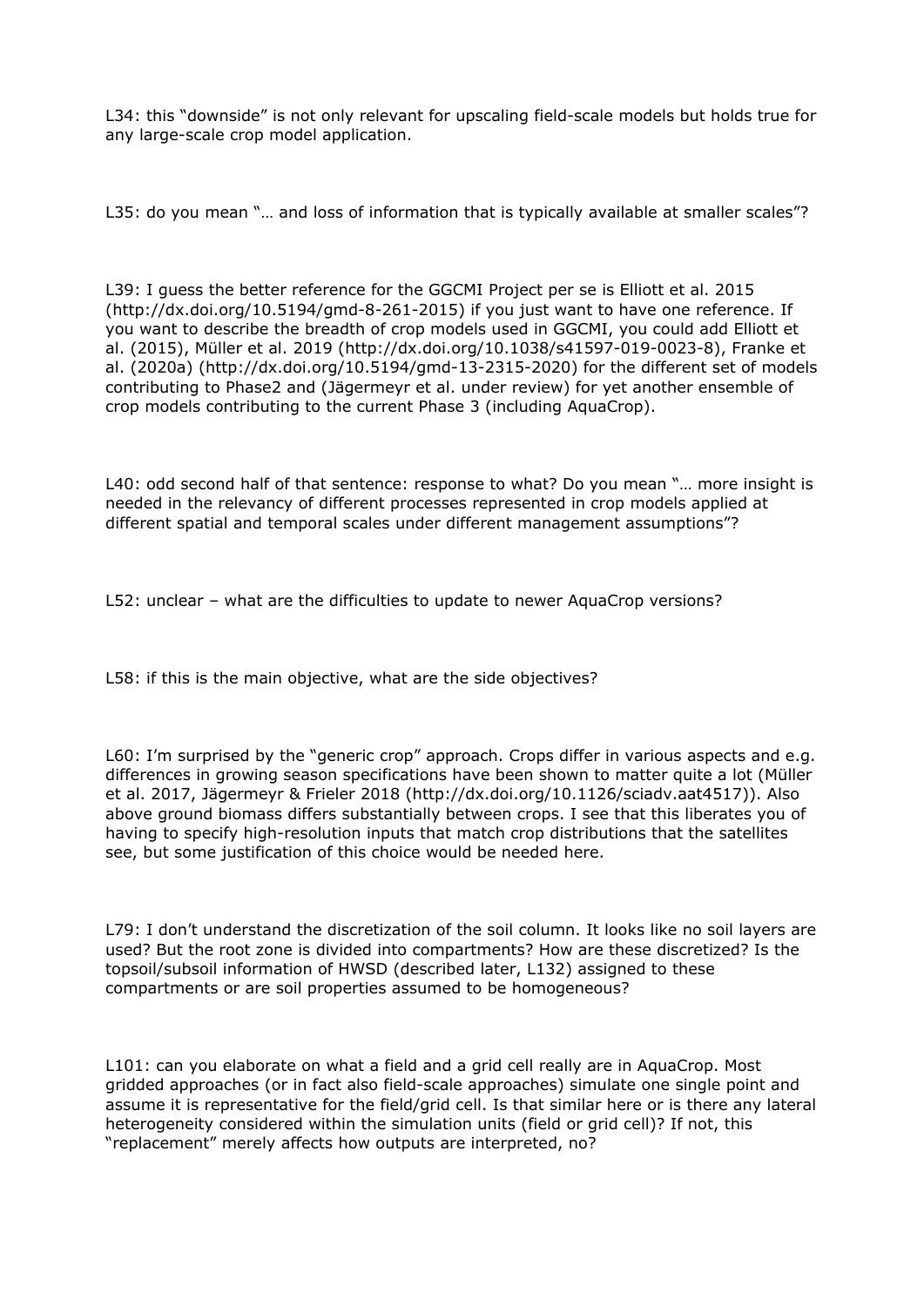L34: this “downside” is not only relevant for upscaling field-scale models but holds true for any large-scale crop model application.

L35: do you mean “… and loss of information that is typically available at smaller scales”?

L39: I guess the better reference for the GGCMI Project per se is Elliott et al. 2015 (http://dx.doi.org/10.5194/gmd-8-261-2015) if you just want to have one reference. If you want to describe the breadth of crop models used in GGCMI, you could add Elliott et al. (2015), Müller et al. 2019 (http://dx.doi.org/10.1038/s41597-019-0023-8), Franke et al. (2020a) (http://dx.doi.org/10.5194/gmd-13-2315-2020) for the different set of models contributing to Phase2 and (Jägermeyr et al. under review) for yet another ensemble of crop models contributing to the current Phase 3 (including AquaCrop).

L40: odd second half of that sentence: response to what? Do you mean “… more insight is needed in the relevancy of different processes represented in crop models applied at different spatial and temporal scales under different management assumptions”?

L52: unclear – what are the difficulties to update to newer AquaCrop versions?

L58: if this is the main objective, what are the side objectives?

L60: I’m surprised by the “generic crop” approach. Crops differ in various aspects and e.g. differences in growing season specifications have been shown to matter quite a lot (Müller et al. 2017, Jägermeyr & Frieler 2018 (http://dx.doi.org/10.1126/sciadv.aat4517)). Also above ground biomass differs substantially between crops. I see that this liberates you of having to specify high-resolution inputs that match crop distributions that the satellites see, but some justification of this choice would be needed here.

L79: I don’t understand the discretization of the soil column. It looks like no soil layers are used? But the root zone is divided into compartments? How are these discretized? Is the topsoil/subsoil information of HWSD (described later, L132) assigned to these compartments or are soil properties assumed to be homogeneous?

L101: can you elaborate on what a field and a grid cell really are in AquaCrop. Most gridded approaches (or in fact also field-scale approaches) simulate one single point and assume it is representative for the field/grid cell. Is that similar here or is there any lateral heterogeneity considered within the simulation units (field or grid cell)? If not, this “replacement” merely affects how outputs are interpreted, no?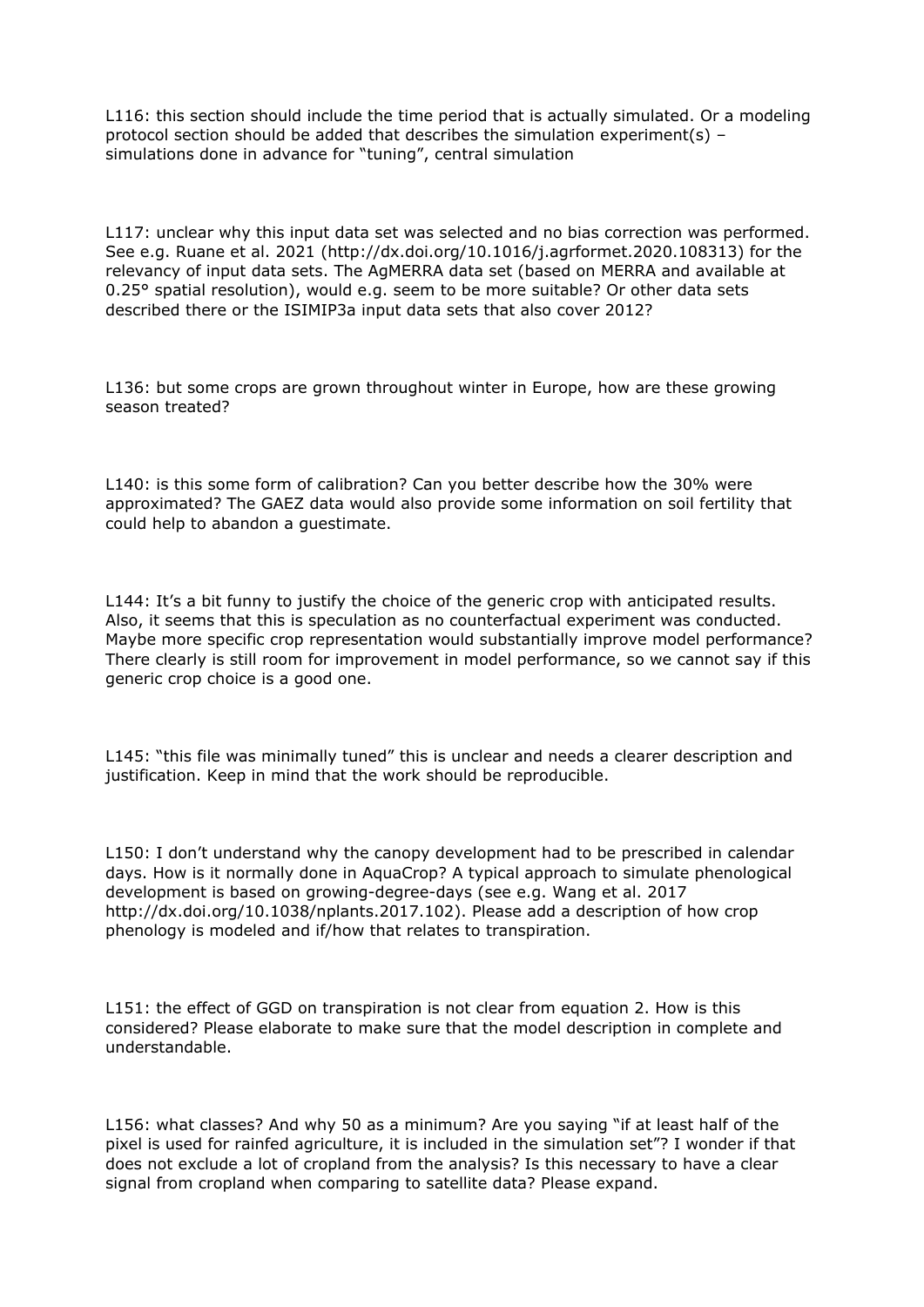L116: this section should include the time period that is actually simulated. Or a modeling protocol section should be added that describes the simulation experiment(s) – simulations done in advance for "tuning", central simulation

L117: unclear why this input data set was selected and no bias correction was performed. See e.g. Ruane et al. 2021 (http://dx.doi.org/10.1016/j.agrformet.2020.108313) for the relevancy of input data sets. The AgMERRA data set (based on MERRA and available at 0.25° spatial resolution), would e.g. seem to be more suitable? Or other data sets described there or the ISIMIP3a input data sets that also cover 2012?

L136: but some crops are grown throughout winter in Europe, how are these growing season treated?

L140: is this some form of calibration? Can you better describe how the 30% were approximated? The GAEZ data would also provide some information on soil fertility that could help to abandon a guestimate.

L144: It's a bit funny to justify the choice of the generic crop with anticipated results. Also, it seems that this is speculation as no counterfactual experiment was conducted. Maybe more specific crop representation would substantially improve model performance? There clearly is still room for improvement in model performance, so we cannot say if this generic crop choice is a good one.

L145: "this file was minimally tuned" this is unclear and needs a clearer description and justification. Keep in mind that the work should be reproducible.

L150: I don't understand why the canopy development had to be prescribed in calendar days. How is it normally done in AquaCrop? A typical approach to simulate phenological development is based on growing-degree-days (see e.g. Wang et al. 2017 http://dx.doi.org/10.1038/nplants.2017.102). Please add a description of how crop phenology is modeled and if/how that relates to transpiration.

L151: the effect of GGD on transpiration is not clear from equation 2. How is this considered? Please elaborate to make sure that the model description in complete and understandable.

L156: what classes? And why 50 as a minimum? Are you saying "if at least half of the pixel is used for rainfed agriculture, it is included in the simulation set"? I wonder if that does not exclude a lot of cropland from the analysis? Is this necessary to have a clear signal from cropland when comparing to satellite data? Please expand.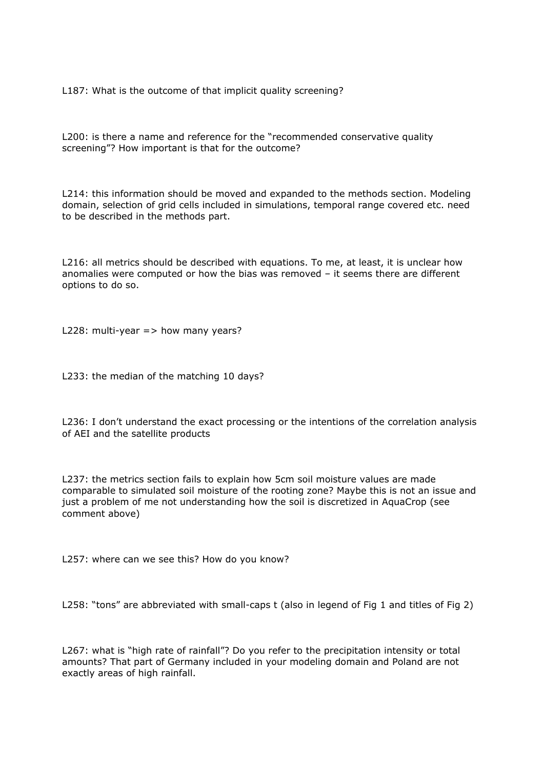L187: What is the outcome of that implicit quality screening?

L200: is there a name and reference for the "recommended conservative quality screening"? How important is that for the outcome?

L214: this information should be moved and expanded to the methods section. Modeling domain, selection of grid cells included in simulations, temporal range covered etc. need to be described in the methods part.

L216: all metrics should be described with equations. To me, at least, it is unclear how anomalies were computed or how the bias was removed – it seems there are different options to do so.

L228: multi-year => how many years?

L233: the median of the matching 10 days?

L236: I don't understand the exact processing or the intentions of the correlation analysis of AEI and the satellite products

L237: the metrics section fails to explain how 5cm soil moisture values are made comparable to simulated soil moisture of the rooting zone? Maybe this is not an issue and just a problem of me not understanding how the soil is discretized in AquaCrop (see comment above)

L257: where can we see this? How do you know?

L258: "tons" are abbreviated with small-caps t (also in legend of Fig 1 and titles of Fig 2)

L267: what is "high rate of rainfall"? Do you refer to the precipitation intensity or total amounts? That part of Germany included in your modeling domain and Poland are not exactly areas of high rainfall.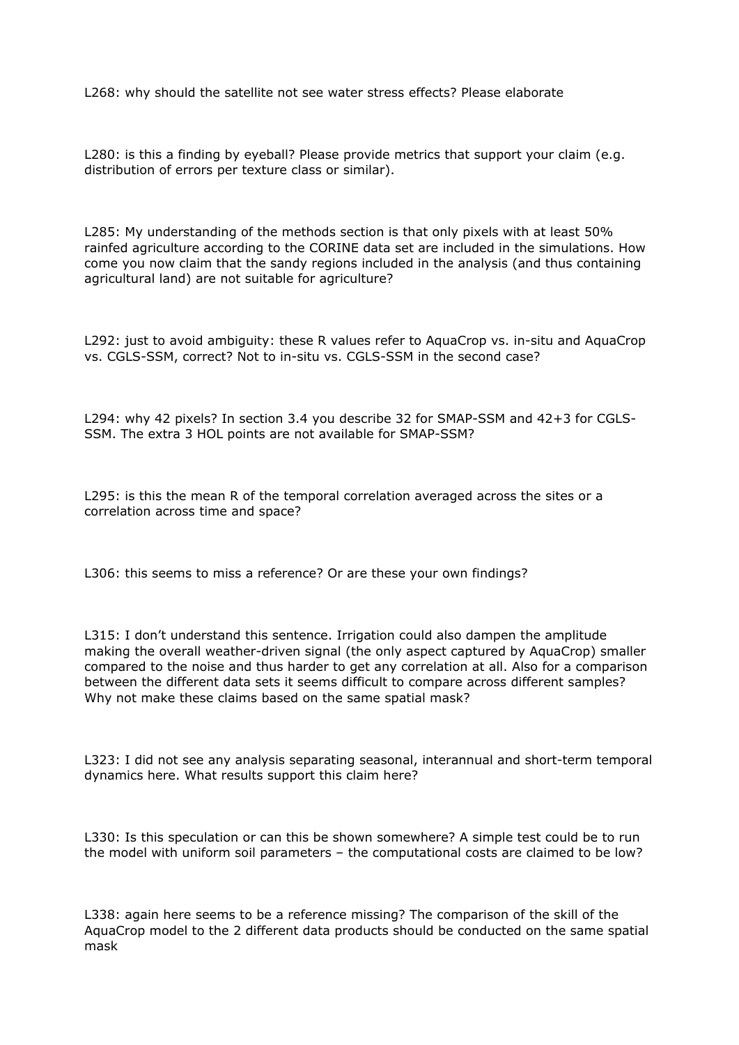L268: why should the satellite not see water stress effects? Please elaborate

L280: is this a finding by eyeball? Please provide metrics that support your claim (e.g. distribution of errors per texture class or similar).

L285: My understanding of the methods section is that only pixels with at least 50% rainfed agriculture according to the CORINE data set are included in the simulations. How come you now claim that the sandy regions included in the analysis (and thus containing agricultural land) are not suitable for agriculture?

L292: just to avoid ambiguity: these R values refer to AquaCrop vs. in-situ and AquaCrop vs. CGLS-SSM, correct? Not to in-situ vs. CGLS-SSM in the second case?

L294: why 42 pixels? In section 3.4 you describe 32 for SMAP-SSM and 42+3 for CGLS-SSM. The extra 3 HOL points are not available for SMAP-SSM?

L295: is this the mean R of the temporal correlation averaged across the sites or a correlation across time and space?

L306: this seems to miss a reference? Or are these your own findings?

L315: I don't understand this sentence. Irrigation could also dampen the amplitude making the overall weather-driven signal (the only aspect captured by AquaCrop) smaller compared to the noise and thus harder to get any correlation at all. Also for a comparison between the different data sets it seems difficult to compare across different samples? Why not make these claims based on the same spatial mask?

L323: I did not see any analysis separating seasonal, interannual and short-term temporal dynamics here. What results support this claim here?

L330: Is this speculation or can this be shown somewhere? A simple test could be to run the model with uniform soil parameters – the computational costs are claimed to be low?

L338: again here seems to be a reference missing? The comparison of the skill of the AquaCrop model to the 2 different data products should be conducted on the same spatial mask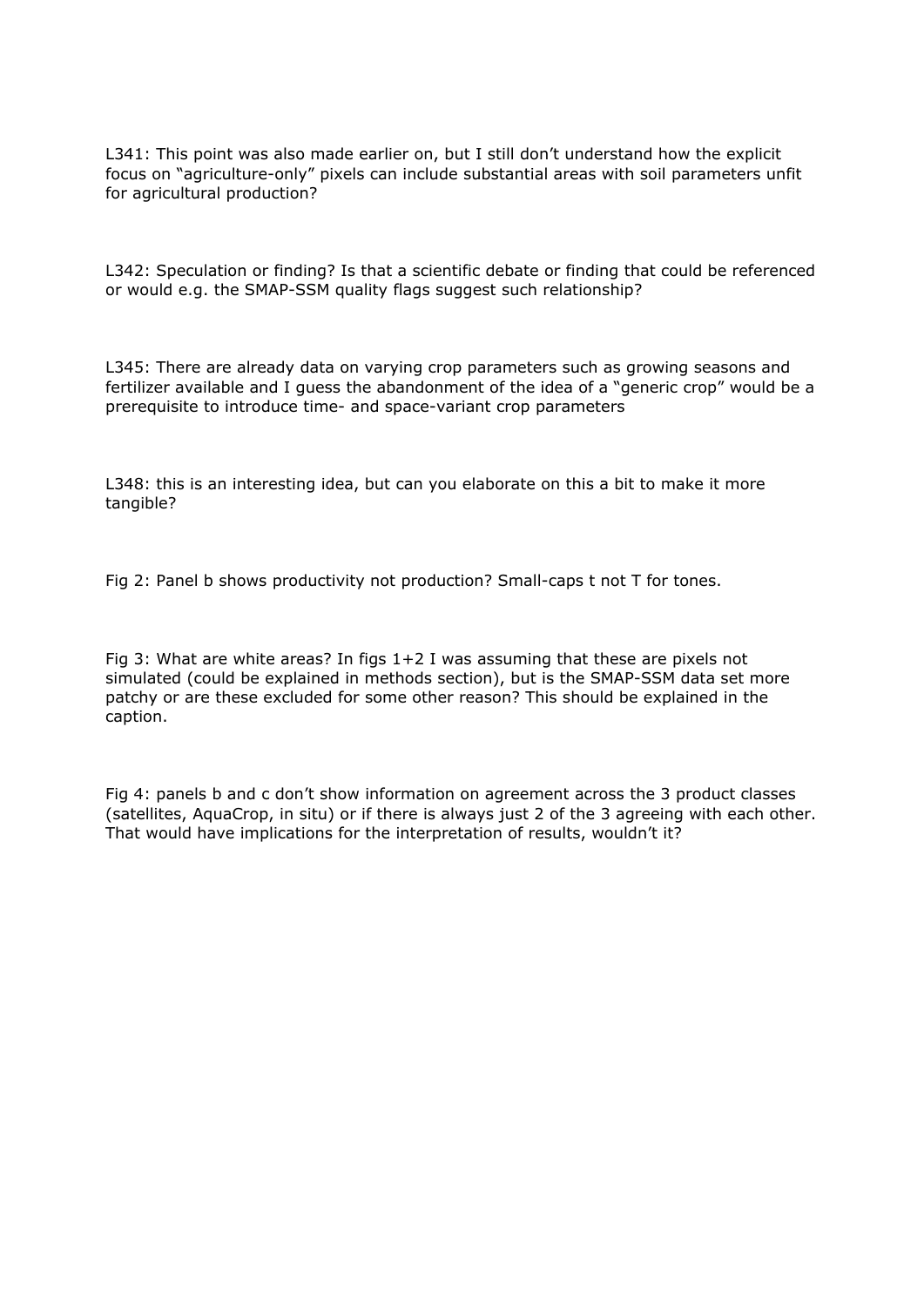L341: This point was also made earlier on, but I still don't understand how the explicit focus on "agriculture-only" pixels can include substantial areas with soil parameters unfit for agricultural production?

L342: Speculation or finding? Is that a scientific debate or finding that could be referenced or would e.g. the SMAP-SSM quality flags suggest such relationship?

L345: There are already data on varying crop parameters such as growing seasons and fertilizer available and I guess the abandonment of the idea of a "generic crop" would be a prerequisite to introduce time- and space-variant crop parameters

L348: this is an interesting idea, but can you elaborate on this a bit to make it more tangible?

Fig 2: Panel b shows productivity not production? Small-caps t not T for tones.

Fig 3: What are white areas? In figs 1+2 I was assuming that these are pixels not simulated (could be explained in methods section), but is the SMAP-SSM data set more patchy or are these excluded for some other reason? This should be explained in the caption.

Fig 4: panels b and c don't show information on agreement across the 3 product classes (satellites, AquaCrop, in situ) or if there is always just 2 of the 3 agreeing with each other. That would have implications for the interpretation of results, wouldn't it?